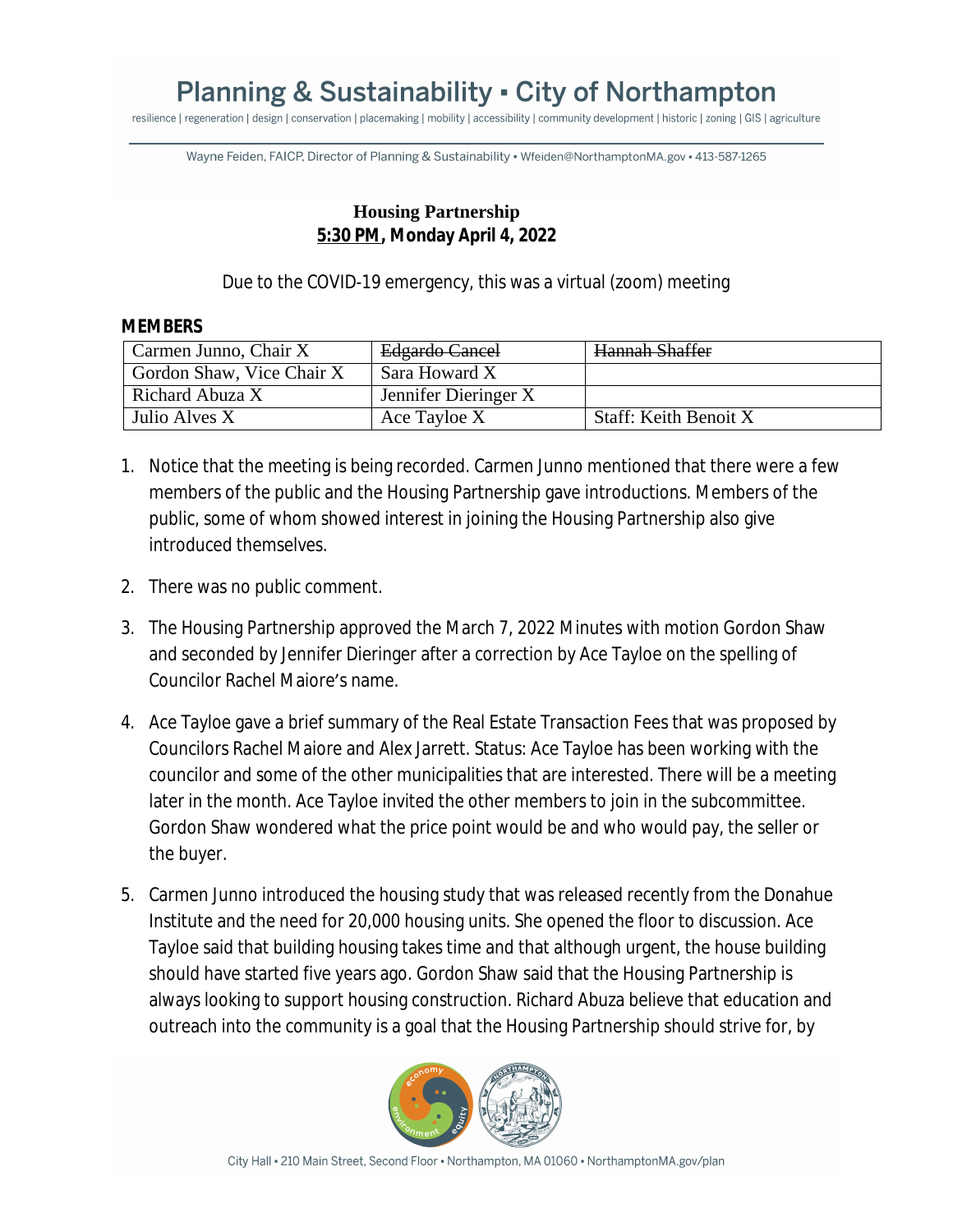# Planning & Sustainability ▪ City of Northampton

resilience | regeneration | design | conservation | placemaking | mobility | accessibility | community development | historic | zoning | GIS | agriculture

Wayne Feiden, FAICP, Director of Planning & Sustainability ▪ Wfeiden@NorthamptonMA.gov ▪ 413-587-1265

## Housing Partnership
**5:30 PM, Monday April 4, 2022**

Due to the COVID-19 emergency, this was a virtual (zoom) meeting

**MEMBERS**

| Carmen Junno, Chair X | ~~Edgardo Cancel~~ | ~~Hannah Shaffer~~ |
|---|---|---|
| Gordon Shaw, Vice Chair X | Sara Howard X | |
| Richard Abuza X | Jennifer Dieringer X | |
| Julio Alves X | Ace Tayloe X | Staff: Keith Benoit X |

1. Notice that the meeting is being recorded. Carmen Junno mentioned that there were a few members of the public and the Housing Partnership gave introductions. Members of the public, some of whom showed interest in joining the Housing Partnership also give introduced themselves.

2. There was no public comment.

3. The Housing Partnership approved the March 7, 2022 Minutes with motion Gordon Shaw and seconded by Jennifer Dieringer after a correction by Ace Tayloe on the spelling of Councilor Rachel Maiore's name.

4. Ace Tayloe gave a brief summary of the Real Estate Transaction Fees that was proposed by Councilors Rachel Maiore and Alex Jarrett. Status: Ace Tayloe has been working with the councilor and some of the other municipalities that are interested. There will be a meeting later in the month. Ace Tayloe invited the other members to join in the subcommittee. Gordon Shaw wondered what the price point would be and who would pay, the seller or the buyer.

5. Carmen Junno introduced the housing study that was released recently from the Donahue Institute and the need for 20,000 housing units. She opened the floor to discussion. Ace Tayloe said that building housing takes time and that although urgent, the house building should have started five years ago. Gordon Shaw said that the Housing Partnership is always looking to support housing construction. Richard Abuza believe that education and outreach into the community is a goal that the Housing Partnership should strive for, by

City Hall ▪ 210 Main Street, Second Floor ▪ Northampton, MA 01060 ▪ NorthamptonMA.gov/plan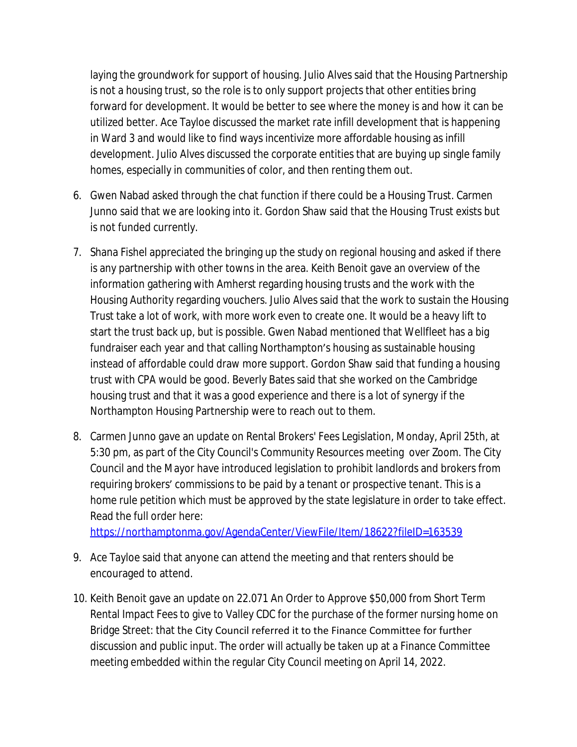laying the groundwork for support of housing. Julio Alves said that the Housing Partnership is not a housing trust, so the role is to only support projects that other entities bring forward for development. It would be better to see where the money is and how it can be utilized better. Ace Tayloe discussed the market rate infill development that is happening in Ward 3 and would like to find ways incentivize more affordable housing as infill development. Julio Alves discussed the corporate entities that are buying up single family homes, especially in communities of color, and then renting them out.

6. Gwen Nabad asked through the chat function if there could be a Housing Trust. Carmen Junno said that we are looking into it. Gordon Shaw said that the Housing Trust exists but is not funded currently.
7. Shana Fishel appreciated the bringing up the study on regional housing and asked if there is any partnership with other towns in the area. Keith Benoit gave an overview of the information gathering with Amherst regarding housing trusts and the work with the Housing Authority regarding vouchers. Julio Alves said that the work to sustain the Housing Trust take a lot of work, with more work even to create one. It would be a heavy lift to start the trust back up, but is possible. Gwen Nabad mentioned that Wellfleet has a big fundraiser each year and that calling Northampton's housing as sustainable housing instead of affordable could draw more support. Gordon Shaw said that funding a housing trust with CPA would be good. Beverly Bates said that she worked on the Cambridge housing trust and that it was a good experience and there is a lot of synergy if the Northampton Housing Partnership were to reach out to them.
8. Carmen Junno gave an update on Rental Brokers' Fees Legislation, Monday, April 25th, at 5:30 pm, as part of the City Council's Community Resources meeting over Zoom. The City Council and the Mayor have introduced legislation to prohibit landlords and brokers from requiring brokers' commissions to be paid by a tenant or prospective tenant. This is a home rule petition which must be approved by the state legislature in order to take effect. Read the full order here: [https://northamptonma.gov/AgendaCenter/ViewFile/Item/18622?fileID=163539](https://northamptonma.gov/AgendaCenter/ViewFile/Item/18622?fileID=163539)
9. Ace Tayloe said that anyone can attend the meeting and that renters should be encouraged to attend.
10. Keith Benoit gave an update on 22.071 An Order to Approve $50,000 from Short Term Rental Impact Fees to give to Valley CDC for the purchase of the former nursing home on Bridge Street: that the City Council referred it to the Finance Committee for further discussion and public input. The order will actually be taken up at a Finance Committee meeting embedded within the regular City Council meeting on April 14, 2022.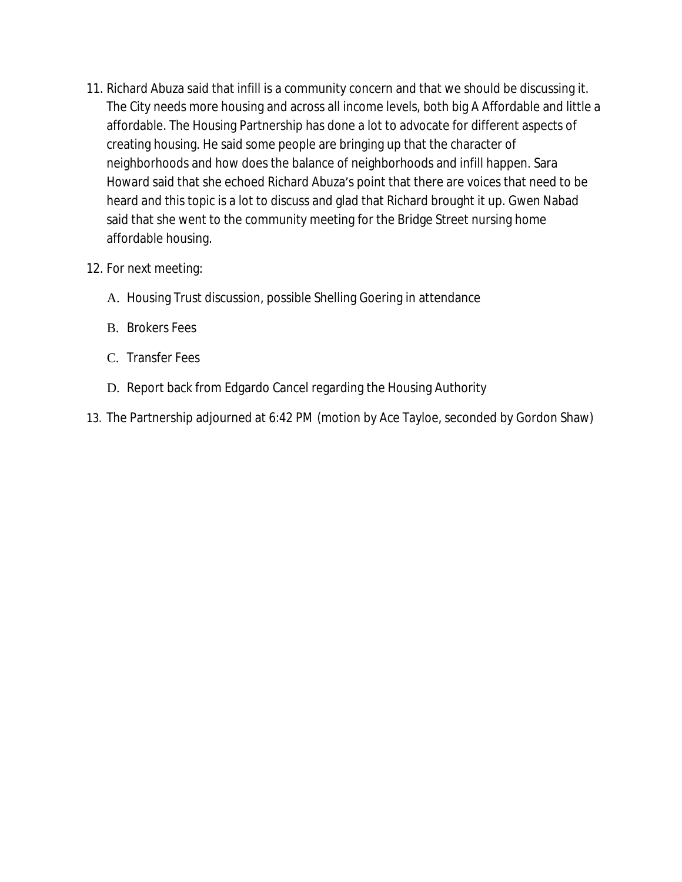11. Richard Abuza said that infill is a community concern and that we should be discussing it. The City needs more housing and across all income levels, both big A Affordable and little a affordable. The Housing Partnership has done a lot to advocate for different aspects of creating housing. He said some people are bringing up that the character of neighborhoods and how does the balance of neighborhoods and infill happen. Sara Howard said that she echoed Richard Abuza's point that there are voices that need to be heard and this topic is a lot to discuss and glad that Richard brought it up. Gwen Nabad said that she went to the community meeting for the Bridge Street nursing home affordable housing.

12. For next meeting:

    A. Housing Trust discussion, possible Shelling Goering in attendance

    B. Brokers Fees

    C. Transfer Fees

    D. Report back from Edgardo Cancel regarding the Housing Authority

13. The Partnership adjourned at 6:42 PM (motion by Ace Tayloe, seconded by Gordon Shaw)